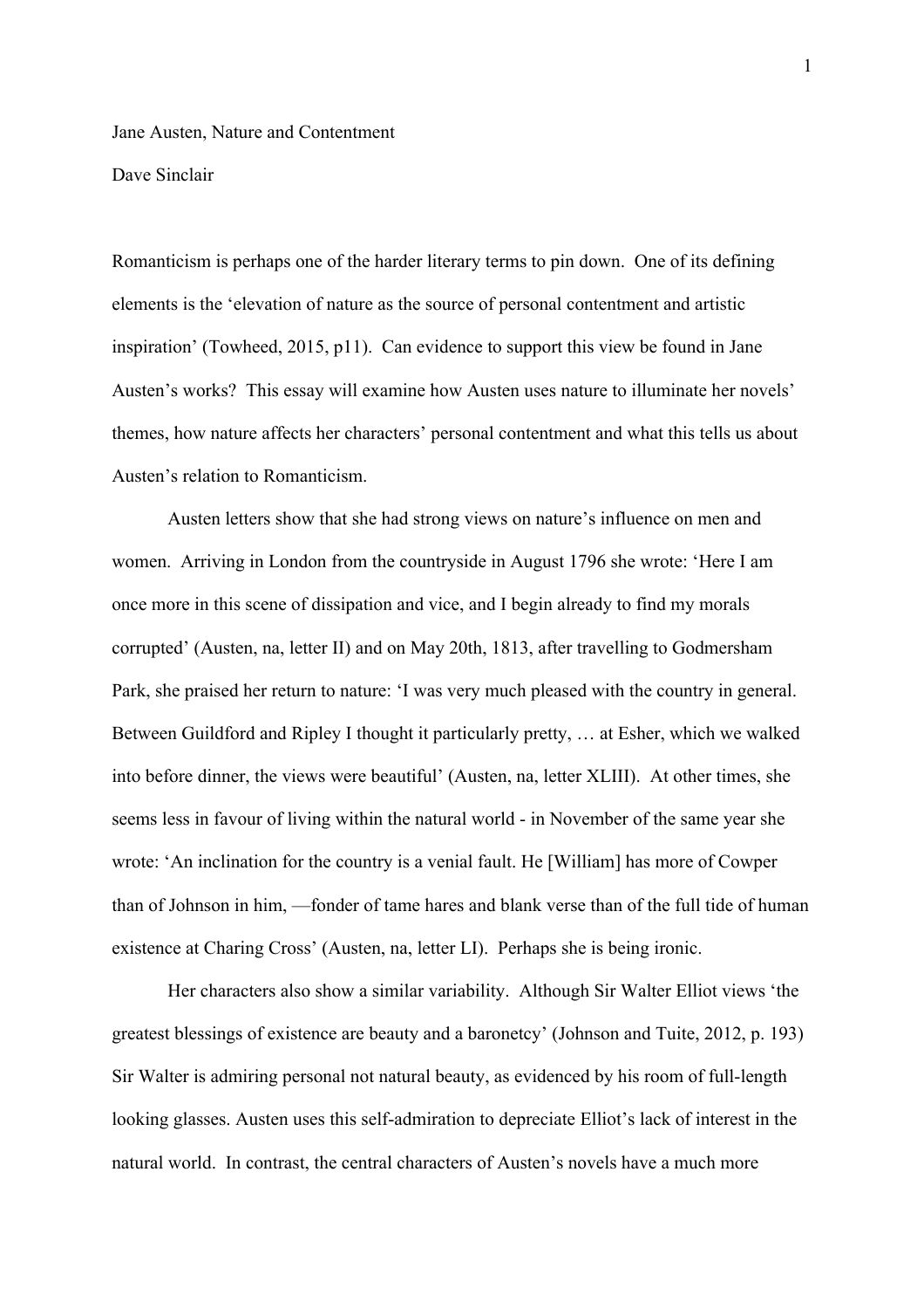Jane Austen, Nature and Contentment

Dave Sinclair

Romanticism is perhaps one of the harder literary terms to pin down. One of its defining elements is the 'elevation of nature as the source of personal contentment and artistic inspiration' (Towheed, 2015, p11). Can evidence to support this view be found in Jane Austen's works? This essay will examine how Austen uses nature to illuminate her novels' themes, how nature affects her characters' personal contentment and what this tells us about Austen's relation to Romanticism.

Austen letters show that she had strong views on nature's influence on men and women. Arriving in London from the countryside in August 1796 she wrote: 'Here I am once more in this scene of dissipation and vice, and I begin already to find my morals corrupted' (Austen, na, letter II) and on May 20th, 1813, after travelling to Godmersham Park, she praised her return to nature: 'I was very much pleased with the country in general. Between Guildford and Ripley I thought it particularly pretty, … at Esher, which we walked into before dinner, the views were beautiful' (Austen, na, letter XLIII). At other times, she seems less in favour of living within the natural world - in November of the same year she wrote: 'An inclination for the country is a venial fault. He [William] has more of Cowper than of Johnson in him, —fonder of tame hares and blank verse than of the full tide of human existence at Charing Cross' (Austen, na, letter LI). Perhaps she is being ironic.

Her characters also show a similar variability. Although Sir Walter Elliot views 'the greatest blessings of existence are beauty and a baronetcy' (Johnson and Tuite, 2012, p. 193) Sir Walter is admiring personal not natural beauty, as evidenced by his room of full-length looking glasses. Austen uses this self-admiration to depreciate Elliot's lack of interest in the natural world. In contrast, the central characters of Austen's novels have a much more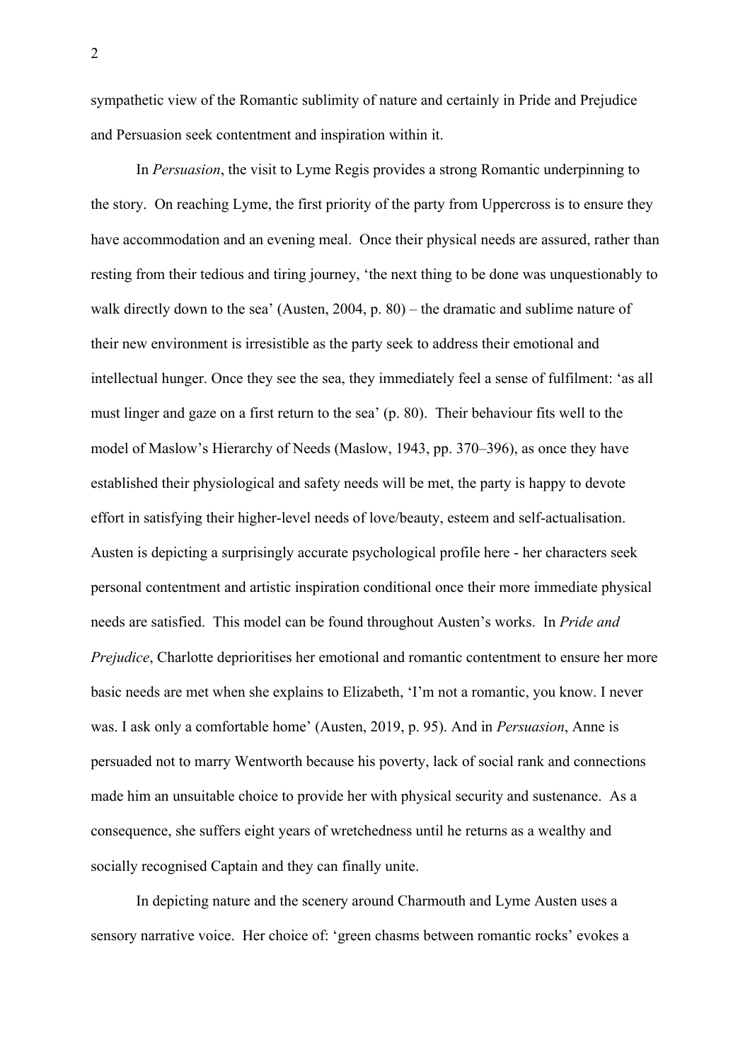sympathetic view of the Romantic sublimity of nature and certainly in Pride and Prejudice and Persuasion seek contentment and inspiration within it.

In *Persuasion*, the visit to Lyme Regis provides a strong Romantic underpinning to the story. On reaching Lyme, the first priority of the party from Uppercross is to ensure they have accommodation and an evening meal. Once their physical needs are assured, rather than resting from their tedious and tiring journey, 'the next thing to be done was unquestionably to walk directly down to the sea' (Austen, 2004, p. 80) – the dramatic and sublime nature of their new environment is irresistible as the party seek to address their emotional and intellectual hunger. Once they see the sea, they immediately feel a sense of fulfilment: 'as all must linger and gaze on a first return to the sea' (p. 80). Their behaviour fits well to the model of Maslow's Hierarchy of Needs (Maslow, 1943, pp. 370–396), as once they have established their physiological and safety needs will be met, the party is happy to devote effort in satisfying their higher-level needs of love/beauty, esteem and self-actualisation. Austen is depicting a surprisingly accurate psychological profile here - her characters seek personal contentment and artistic inspiration conditional once their more immediate physical needs are satisfied. This model can be found throughout Austen's works. In *Pride and Prejudice*, Charlotte deprioritises her emotional and romantic contentment to ensure her more basic needs are met when she explains to Elizabeth, 'I'm not a romantic, you know. I never was. I ask only a comfortable home' (Austen, 2019, p. 95). And in *Persuasion*, Anne is persuaded not to marry Wentworth because his poverty, lack of social rank and connections made him an unsuitable choice to provide her with physical security and sustenance. As a consequence, she suffers eight years of wretchedness until he returns as a wealthy and socially recognised Captain and they can finally unite.

In depicting nature and the scenery around Charmouth and Lyme Austen uses a sensory narrative voice. Her choice of: 'green chasms between romantic rocks' evokes a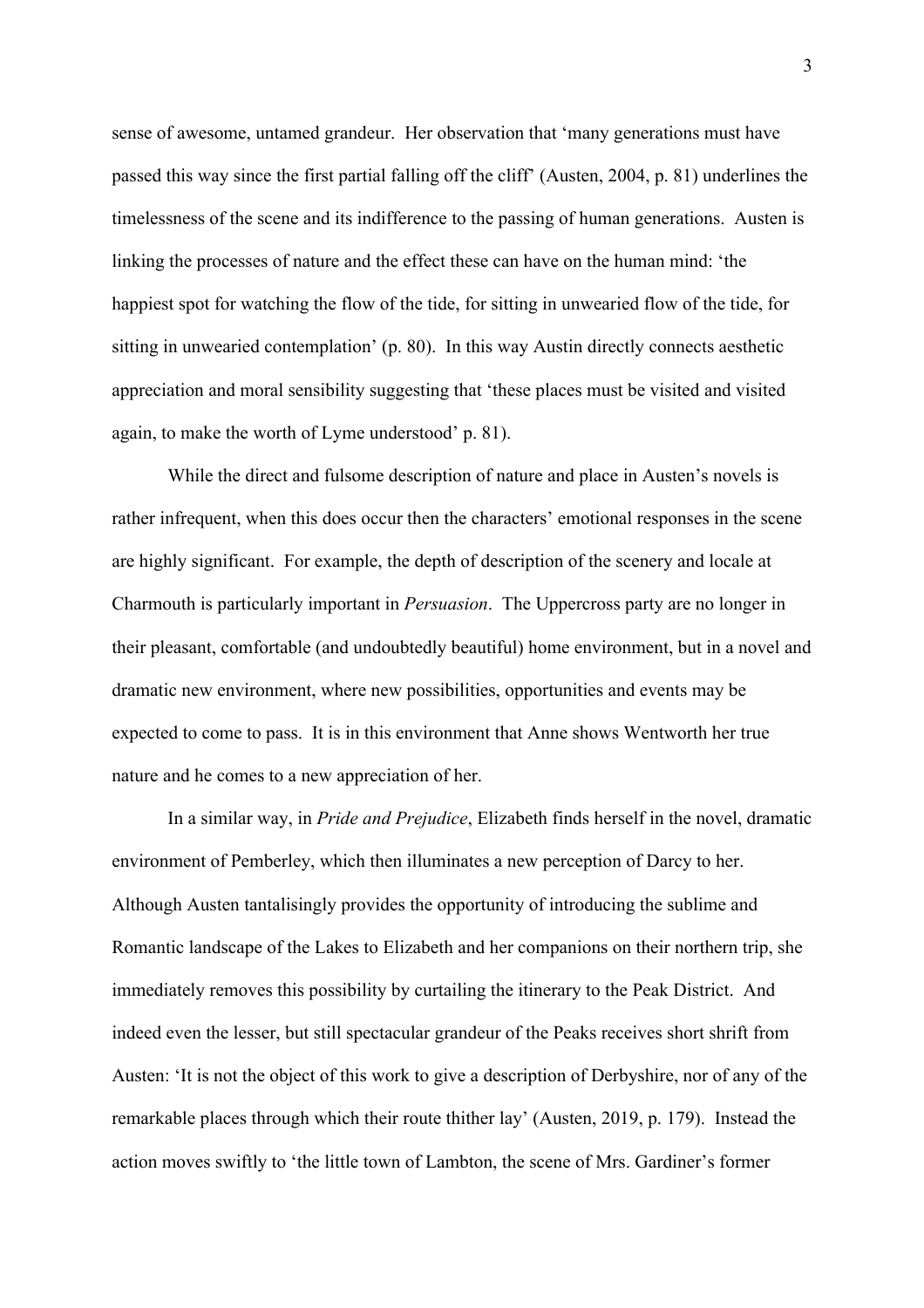sense of awesome, untamed grandeur. Her observation that 'many generations must have passed this way since the first partial falling off the cliff' (Austen, 2004, p. 81) underlines the timelessness of the scene and its indifference to the passing of human generations. Austen is linking the processes of nature and the effect these can have on the human mind: 'the happiest spot for watching the flow of the tide, for sitting in unwearied flow of the tide, for sitting in unwearied contemplation' (p. 80). In this way Austin directly connects aesthetic appreciation and moral sensibility suggesting that 'these places must be visited and visited again, to make the worth of Lyme understood' p. 81).

While the direct and fulsome description of nature and place in Austen's novels is rather infrequent, when this does occur then the characters' emotional responses in the scene are highly significant. For example, the depth of description of the scenery and locale at Charmouth is particularly important in *Persuasion*. The Uppercross party are no longer in their pleasant, comfortable (and undoubtedly beautiful) home environment, but in a novel and dramatic new environment, where new possibilities, opportunities and events may be expected to come to pass. It is in this environment that Anne shows Wentworth her true nature and he comes to a new appreciation of her.

In a similar way, in *Pride and Prejudice*, Elizabeth finds herself in the novel, dramatic environment of Pemberley, which then illuminates a new perception of Darcy to her. Although Austen tantalisingly provides the opportunity of introducing the sublime and Romantic landscape of the Lakes to Elizabeth and her companions on their northern trip, she immediately removes this possibility by curtailing the itinerary to the Peak District. And indeed even the lesser, but still spectacular grandeur of the Peaks receives short shrift from Austen: 'It is not the object of this work to give a description of Derbyshire, nor of any of the remarkable places through which their route thither lay' (Austen, 2019, p. 179). Instead the action moves swiftly to 'the little town of Lambton, the scene of Mrs. Gardiner's former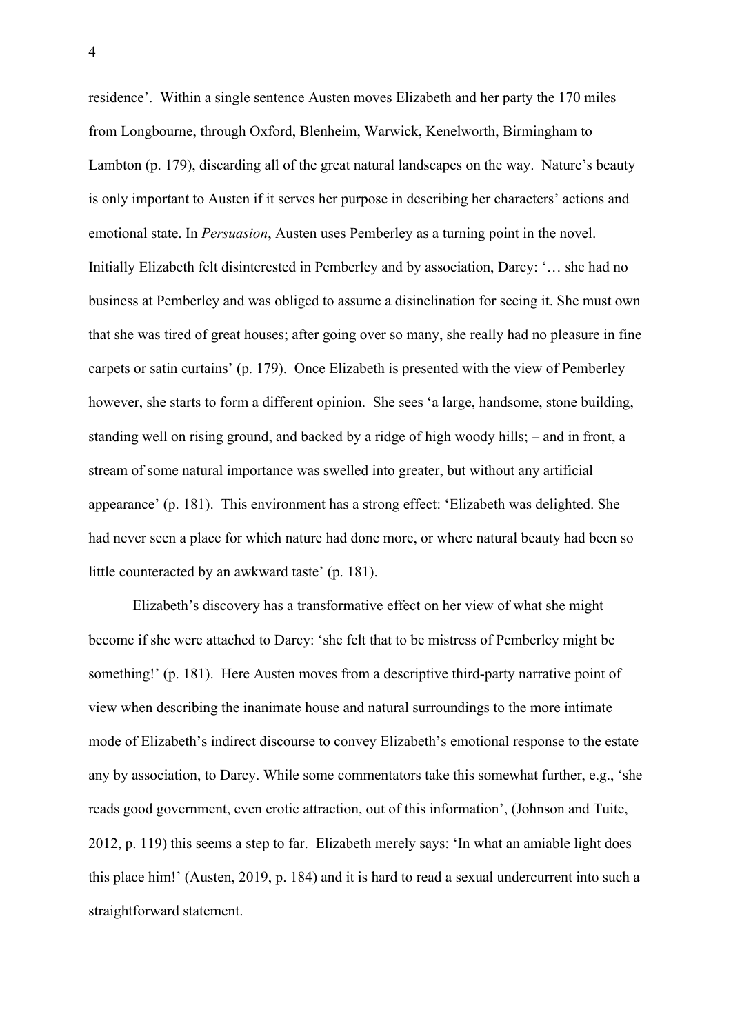residence'. Within a single sentence Austen moves Elizabeth and her party the 170 miles from Longbourne, through Oxford, Blenheim, Warwick, Kenelworth, Birmingham to Lambton (p. 179), discarding all of the great natural landscapes on the way. Nature's beauty is only important to Austen if it serves her purpose in describing her characters' actions and emotional state. In *Persuasion*, Austen uses Pemberley as a turning point in the novel. Initially Elizabeth felt disinterested in Pemberley and by association, Darcy: '… she had no business at Pemberley and was obliged to assume a disinclination for seeing it. She must own that she was tired of great houses; after going over so many, she really had no pleasure in fine carpets or satin curtains' (p. 179). Once Elizabeth is presented with the view of Pemberley however, she starts to form a different opinion. She sees 'a large, handsome, stone building, standing well on rising ground, and backed by a ridge of high woody hills; – and in front, a stream of some natural importance was swelled into greater, but without any artificial appearance' (p. 181). This environment has a strong effect: 'Elizabeth was delighted. She had never seen a place for which nature had done more, or where natural beauty had been so little counteracted by an awkward taste' (p. 181).

Elizabeth's discovery has a transformative effect on her view of what she might become if she were attached to Darcy: 'she felt that to be mistress of Pemberley might be something!' (p. 181). Here Austen moves from a descriptive third-party narrative point of view when describing the inanimate house and natural surroundings to the more intimate mode of Elizabeth's indirect discourse to convey Elizabeth's emotional response to the estate any by association, to Darcy. While some commentators take this somewhat further, e.g., 'she reads good government, even erotic attraction, out of this information', (Johnson and Tuite, 2012, p. 119) this seems a step to far. Elizabeth merely says: 'In what an amiable light does this place him!' (Austen, 2019, p. 184) and it is hard to read a sexual undercurrent into such a straightforward statement.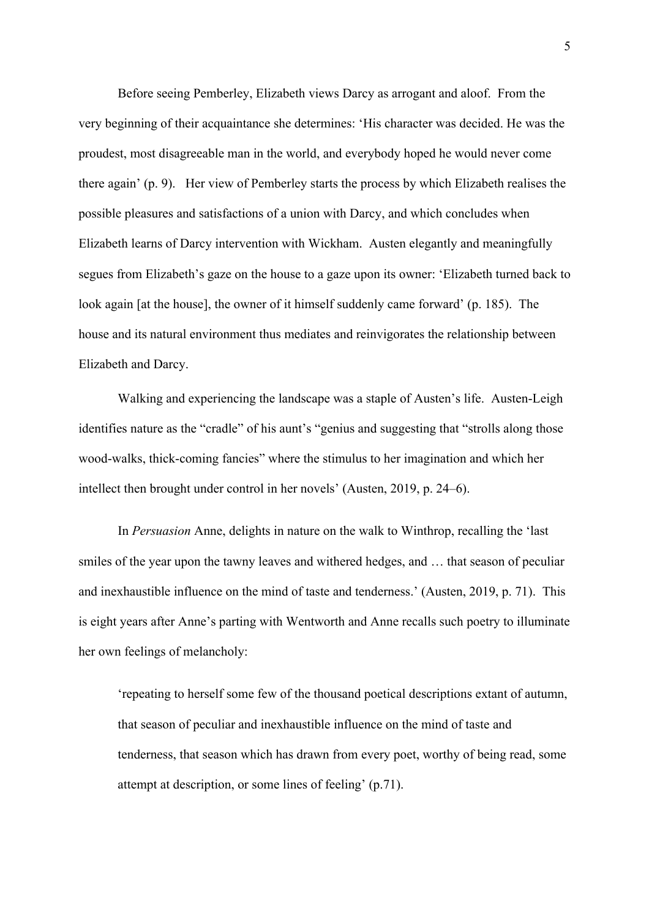Before seeing Pemberley, Elizabeth views Darcy as arrogant and aloof. From the very beginning of their acquaintance she determines: 'His character was decided. He was the proudest, most disagreeable man in the world, and everybody hoped he would never come there again' (p. 9). Her view of Pemberley starts the process by which Elizabeth realises the possible pleasures and satisfactions of a union with Darcy, and which concludes when Elizabeth learns of Darcy intervention with Wickham. Austen elegantly and meaningfully segues from Elizabeth's gaze on the house to a gaze upon its owner: 'Elizabeth turned back to look again [at the house], the owner of it himself suddenly came forward' (p. 185). The house and its natural environment thus mediates and reinvigorates the relationship between Elizabeth and Darcy.

Walking and experiencing the landscape was a staple of Austen's life. Austen-Leigh identifies nature as the "cradle" of his aunt's "genius and suggesting that "strolls along those wood-walks, thick-coming fancies" where the stimulus to her imagination and which her intellect then brought under control in her novels' (Austen, 2019, p. 24–6).

In *Persuasion* Anne, delights in nature on the walk to Winthrop, recalling the 'last smiles of the year upon the tawny leaves and withered hedges, and … that season of peculiar and inexhaustible influence on the mind of taste and tenderness.' (Austen, 2019, p. 71). This is eight years after Anne's parting with Wentworth and Anne recalls such poetry to illuminate her own feelings of melancholy:

> 'repeating to herself some few of the thousand poetical descriptions extant of autumn, that season of peculiar and inexhaustible influence on the mind of taste and tenderness, that season which has drawn from every poet, worthy of being read, some attempt at description, or some lines of feeling' (p.71).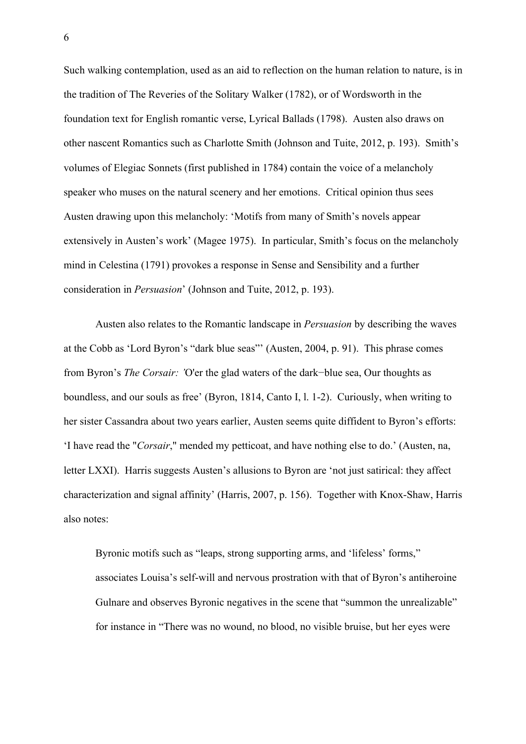Such walking contemplation, used as an aid to reflection on the human relation to nature, is in the tradition of The Reveries of the Solitary Walker (1782), or of Wordsworth in the foundation text for English romantic verse, Lyrical Ballads (1798). Austen also draws on other nascent Romantics such as Charlotte Smith (Johnson and Tuite, 2012, p. 193). Smith's volumes of Elegiac Sonnets (first published in 1784) contain the voice of a melancholy speaker who muses on the natural scenery and her emotions. Critical opinion thus sees Austen drawing upon this melancholy: 'Motifs from many of Smith's novels appear extensively in Austen's work' (Magee 1975). In particular, Smith's focus on the melancholy mind in Celestina (1791) provokes a response in Sense and Sensibility and a further consideration in *Persuasion*' (Johnson and Tuite, 2012, p. 193).

Austen also relates to the Romantic landscape in *Persuasion* by describing the waves at the Cobb as 'Lord Byron's "dark blue seas"' (Austen, 2004, p. 91). This phrase comes from Byron's *The Corsair: '*O'er the glad waters of the dark−blue sea, Our thoughts as boundless, and our souls as free' (Byron, 1814, Canto I, l. 1-2). Curiously, when writing to her sister Cassandra about two years earlier, Austen seems quite diffident to Byron's efforts: 'I have read the "*Corsair*," mended my petticoat, and have nothing else to do.' (Austen, na, letter LXXI). Harris suggests Austen's allusions to Byron are 'not just satirical: they affect characterization and signal affinity' (Harris, 2007, p. 156). Together with Knox-Shaw, Harris also notes:

> Byronic motifs such as "leaps, strong supporting arms, and 'lifeless' forms," associates Louisa's self-will and nervous prostration with that of Byron's antiheroine Gulnare and observes Byronic negatives in the scene that "summon the unrealizable" for instance in "There was no wound, no blood, no visible bruise, but her eyes were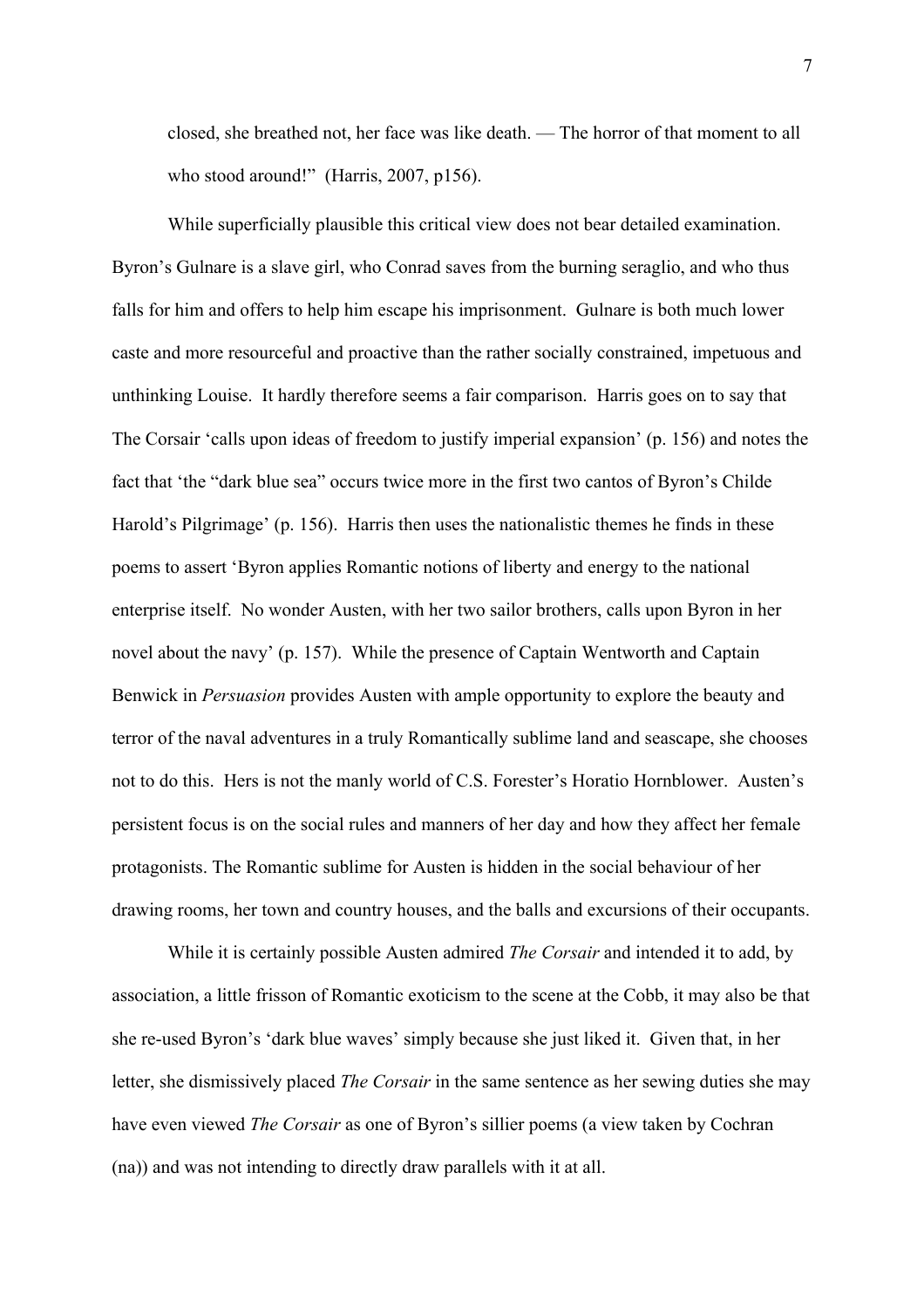closed, she breathed not, her face was like death. — The horror of that moment to all who stood around!" (Harris, 2007, p156).

While superficially plausible this critical view does not bear detailed examination. Byron's Gulnare is a slave girl, who Conrad saves from the burning seraglio, and who thus falls for him and offers to help him escape his imprisonment. Gulnare is both much lower caste and more resourceful and proactive than the rather socially constrained, impetuous and unthinking Louise. It hardly therefore seems a fair comparison. Harris goes on to say that The Corsair 'calls upon ideas of freedom to justify imperial expansion' (p. 156) and notes the fact that 'the "dark blue sea" occurs twice more in the first two cantos of Byron's Childe Harold's Pilgrimage' (p. 156). Harris then uses the nationalistic themes he finds in these poems to assert 'Byron applies Romantic notions of liberty and energy to the national enterprise itself. No wonder Austen, with her two sailor brothers, calls upon Byron in her novel about the navy' (p. 157). While the presence of Captain Wentworth and Captain Benwick in *Persuasion* provides Austen with ample opportunity to explore the beauty and terror of the naval adventures in a truly Romantically sublime land and seascape, she chooses not to do this. Hers is not the manly world of C.S. Forester's Horatio Hornblower. Austen's persistent focus is on the social rules and manners of her day and how they affect her female protagonists. The Romantic sublime for Austen is hidden in the social behaviour of her drawing rooms, her town and country houses, and the balls and excursions of their occupants.

While it is certainly possible Austen admired *The Corsair* and intended it to add, by association, a little frisson of Romantic exoticism to the scene at the Cobb, it may also be that she re-used Byron's 'dark blue waves' simply because she just liked it. Given that, in her letter, she dismissively placed *The Corsair* in the same sentence as her sewing duties she may have even viewed *The Corsair* as one of Byron's sillier poems (a view taken by Cochran (na)) and was not intending to directly draw parallels with it at all.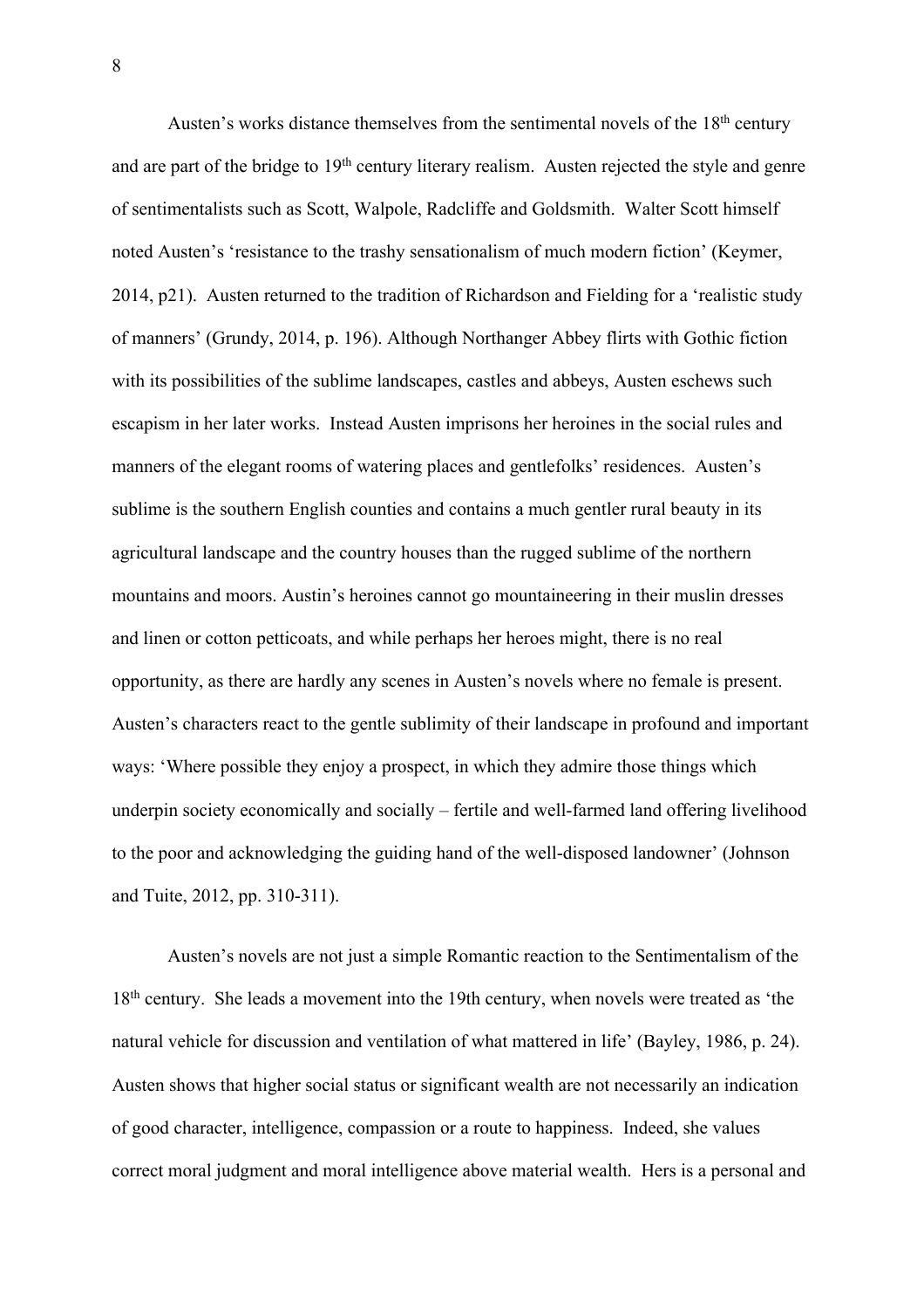Austen's works distance themselves from the sentimental novels of the 18th century and are part of the bridge to 19th century literary realism. Austen rejected the style and genre of sentimentalists such as Scott, Walpole, Radcliffe and Goldsmith. Walter Scott himself noted Austen's 'resistance to the trashy sensationalism of much modern fiction' (Keymer, 2014, p21). Austen returned to the tradition of Richardson and Fielding for a 'realistic study of manners' (Grundy, 2014, p. 196). Although Northanger Abbey flirts with Gothic fiction with its possibilities of the sublime landscapes, castles and abbeys, Austen eschews such escapism in her later works. Instead Austen imprisons her heroines in the social rules and manners of the elegant rooms of watering places and gentlefolks' residences. Austen's sublime is the southern English counties and contains a much gentler rural beauty in its agricultural landscape and the country houses than the rugged sublime of the northern mountains and moors. Austin's heroines cannot go mountaineering in their muslin dresses and linen or cotton petticoats, and while perhaps her heroes might, there is no real opportunity, as there are hardly any scenes in Austen's novels where no female is present. Austen's characters react to the gentle sublimity of their landscape in profound and important ways: 'Where possible they enjoy a prospect, in which they admire those things which underpin society economically and socially – fertile and well-farmed land offering livelihood to the poor and acknowledging the guiding hand of the well-disposed landowner' (Johnson and Tuite, 2012, pp. 310-311).

Austen's novels are not just a simple Romantic reaction to the Sentimentalism of the 18th century. She leads a movement into the 19th century, when novels were treated as 'the natural vehicle for discussion and ventilation of what mattered in life' (Bayley, 1986, p. 24). Austen shows that higher social status or significant wealth are not necessarily an indication of good character, intelligence, compassion or a route to happiness. Indeed, she values correct moral judgment and moral intelligence above material wealth. Hers is a personal and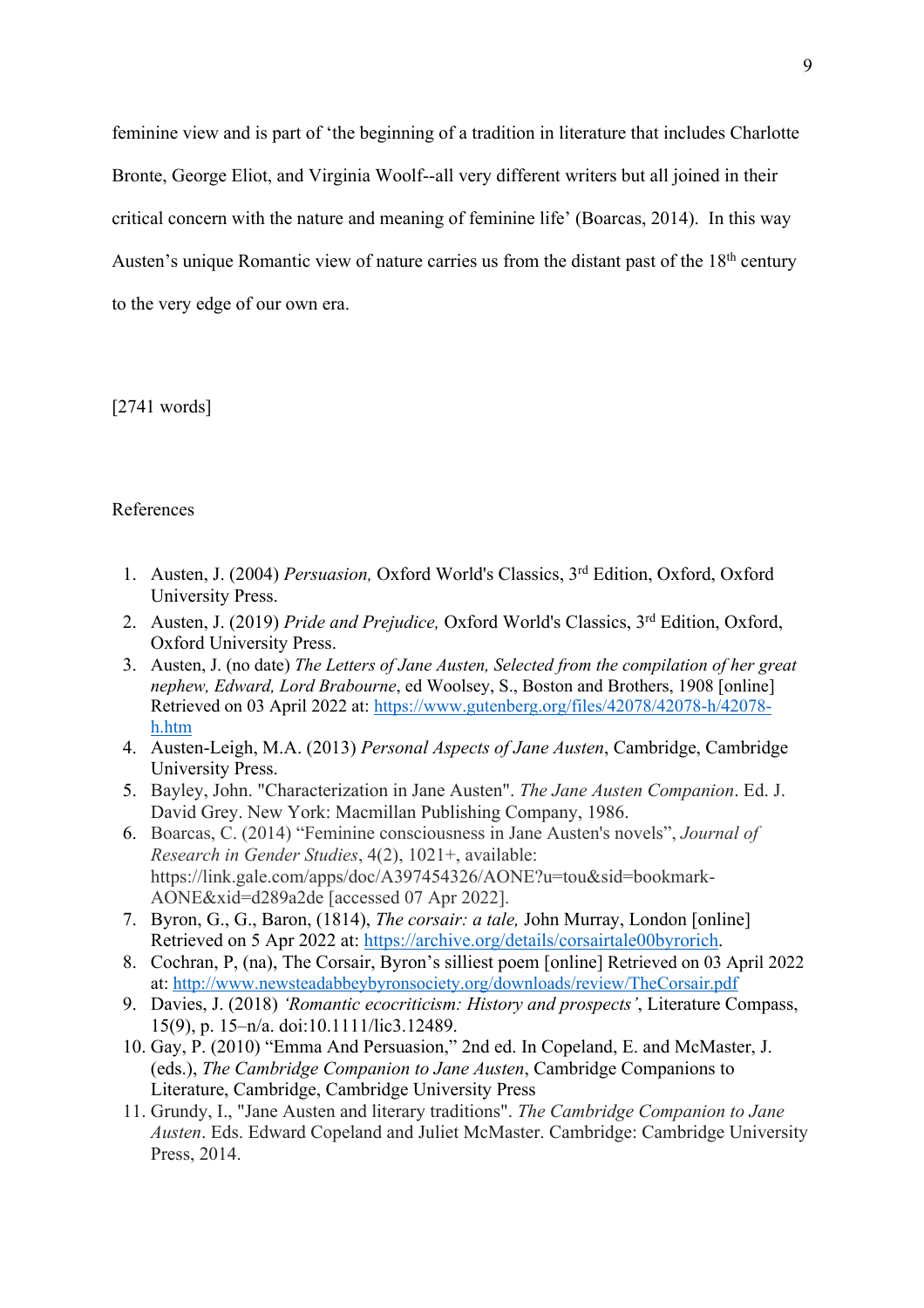feminine view and is part of 'the beginning of a tradition in literature that includes Charlotte Bronte, George Eliot, and Virginia Woolf--all very different writers but all joined in their critical concern with the nature and meaning of feminine life' (Boarcas, 2014). In this way Austen's unique Romantic view of nature carries us from the distant past of the 18th century to the very edge of our own era.

[2741 words]

References

1. Austen, J. (2004) *Persuasion,* Oxford World's Classics, 3rd Edition, Oxford, Oxford University Press.
2. Austen, J. (2019) *Pride and Prejudice,* Oxford World's Classics, 3rd Edition, Oxford, Oxford University Press.
3. Austen, J. (no date) *The Letters of Jane Austen, Selected from the compilation of her great nephew, Edward, Lord Brabourne*, ed Woolsey, S., Boston and Brothers, 1908 [online] Retrieved on 03 April 2022 at: https://www.gutenberg.org/files/42078/42078-h/42078-h.htm
4. Austen-Leigh, M.A. (2013) *Personal Aspects of Jane Austen*, Cambridge, Cambridge University Press.
5. Bayley, John. "Characterization in Jane Austen". *The Jane Austen Companion*. Ed. J. David Grey. New York: Macmillan Publishing Company, 1986.
6. Boarcas, C. (2014) "Feminine consciousness in Jane Austen's novels", *Journal of Research in Gender Studies*, 4(2), 1021+, available: https://link.gale.com/apps/doc/A397454326/AONE?u=tou&sid=bookmark-AONE&xid=d289a2de [accessed 07 Apr 2022].
7. Byron, G., G., Baron, (1814), *The corsair: a tale,* John Murray, London [online] Retrieved on 5 Apr 2022 at: https://archive.org/details/corsairtale00byrorich.
8. Cochran, P, (na), The Corsair, Byron's silliest poem [online] Retrieved on 03 April 2022 at: http://www.newsteadabbeybyronsociety.org/downloads/review/TheCorsair.pdf
9. Davies, J. (2018) *'Romantic ecocriticism: History and prospects'*, Literature Compass, 15(9), p. 15–n/a. doi:10.1111/lic3.12489.
10. Gay, P. (2010) "Emma And Persuasion," 2nd ed. In Copeland, E. and McMaster, J. (eds.), *The Cambridge Companion to Jane Austen*, Cambridge Companions to Literature, Cambridge, Cambridge University Press
11. Grundy, I., "Jane Austen and literary traditions". *The Cambridge Companion to Jane Austen*. Eds. Edward Copeland and Juliet McMaster. Cambridge: Cambridge University Press, 2014.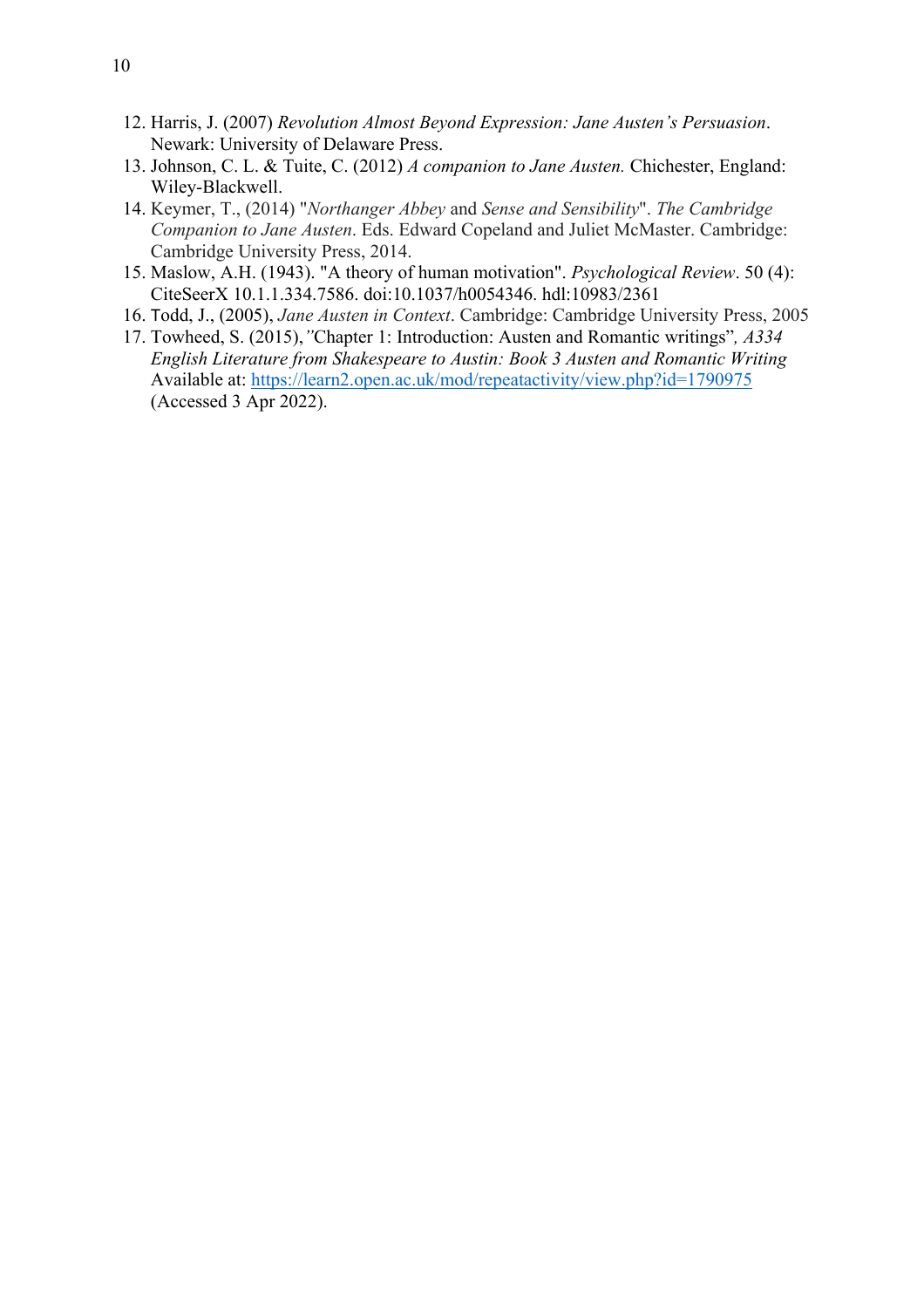12. Harris, J. (2007) *Revolution Almost Beyond Expression: Jane Austen's Persuasion*. Newark: University of Delaware Press.
13. Johnson, C. L. & Tuite, C. (2012) *A companion to Jane Austen.* Chichester, England: Wiley-Blackwell.
14. Keymer, T., (2014) "*Northanger Abbey* and *Sense and Sensibility*". *The Cambridge Companion to Jane Austen*. Eds. Edward Copeland and Juliet McMaster. Cambridge: Cambridge University Press, 2014.
15. Maslow, A.H. (1943). "A theory of human motivation". *Psychological Review*. 50 (4): CiteSeerX 10.1.1.334.7586. doi:10.1037/h0054346. hdl:10983/2361
16. Todd, J., (2005), *Jane Austen in Context*. Cambridge: Cambridge University Press, 2005
17. Towheed, S. (2015), *"*Chapter 1: Introduction: Austen and Romantic writings"*, A334 English Literature from Shakespeare to Austin: Book 3 Austen and Romantic Writing* Available at: https://learn2.open.ac.uk/mod/repeatactivity/view.php?id=1790975 (Accessed 3 Apr 2022).